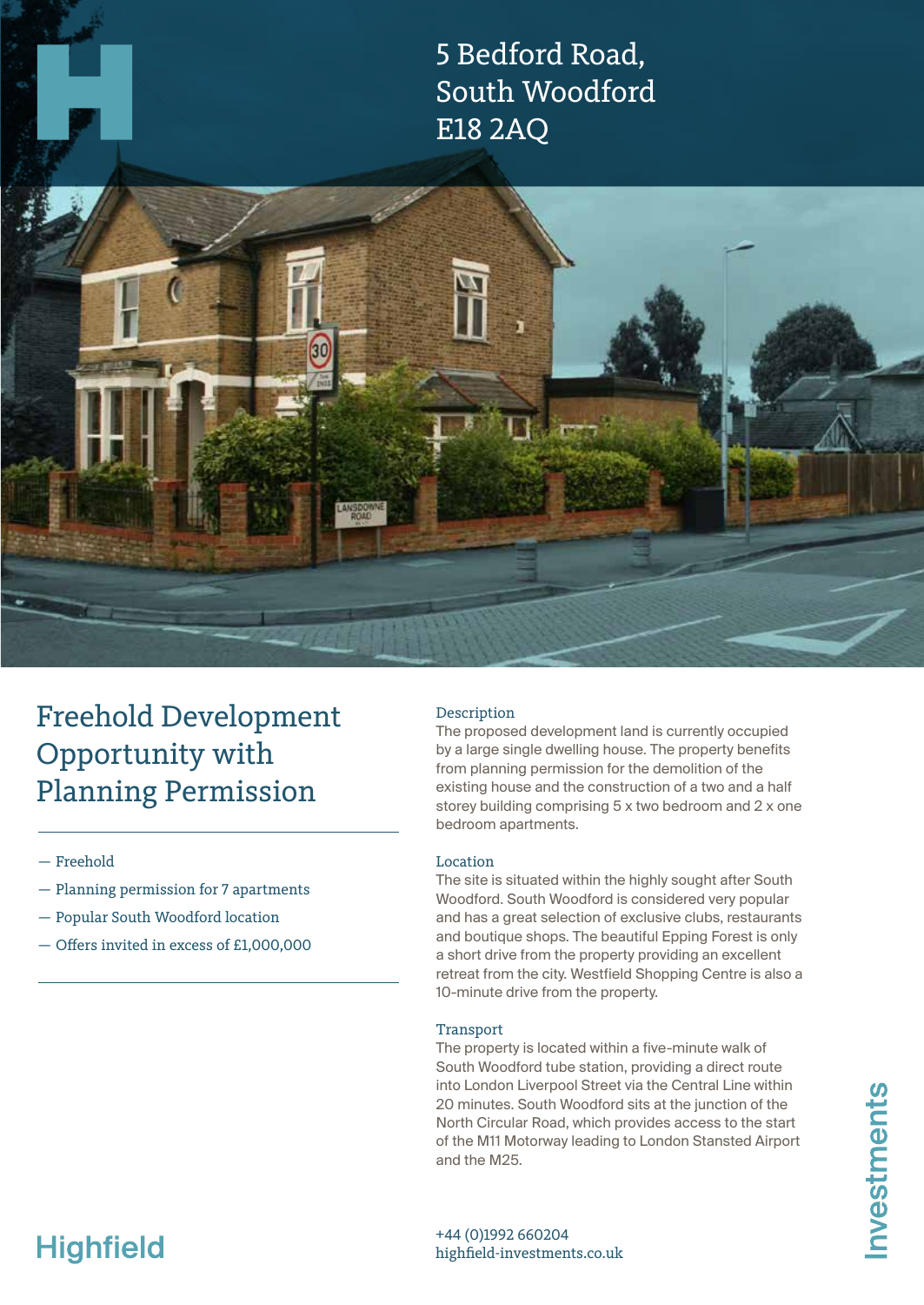# 5 Bedford Road, South Woodford E18 2AQ

## Freehold Development Opportunity with Planning Permission

- Freehold
- Planning permission for 7 apartments
- Popular South Woodford location
- Offers invited in excess of £1,000,000

### Description

The proposed development land is currently occupied by a large single dwelling house. The property benefits from planning permission for the demolition of the existing house and the construction of a two and a half storey building comprising 5 x two bedroom and 2 x one bedroom apartments.

### Location

The site is situated within the highly sought after South Woodford. South Woodford is considered very popular and has a great selection of exclusive clubs, restaurants and boutique shops. The beautiful Epping Forest is only a short drive from the property providing an excellent retreat from the city. Westfield Shopping Centre is also a 10-minute drive from the property.

### Transport

The property is located within a five-minute walk of South Woodford tube station, providing a direct route into London Liverpool Street via the Central Line within 20 minutes. South Woodford sits at the junction of the North Circular Road, which provides access to the start of the M11 Motorway leading to London Stansted Airport and the M25.

Highfield Investments

+44 (0)1992 660204
highfield-investments.co.uk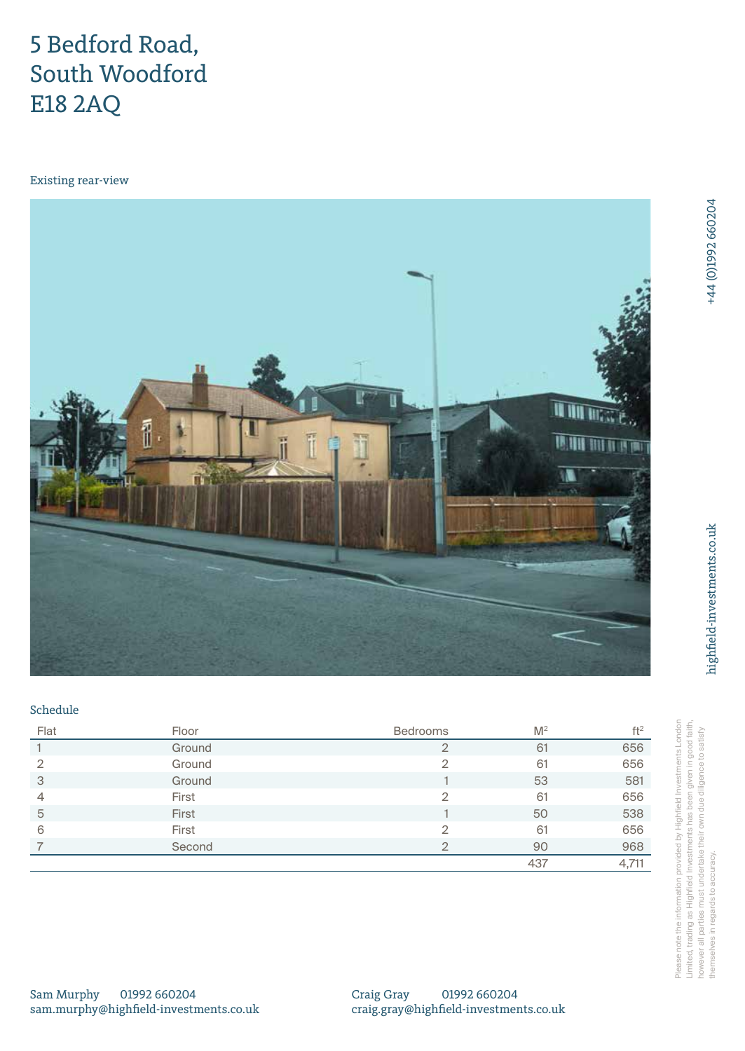# 5 Bedford Road, South Woodford E18 2AQ

Existing rear-view

Schedule

| Flat | Floor | Bedrooms | $M^2$ | $ft^2$ |
|---|---|---|---|---|
| 1 | Ground | 2 | 61 | 656 |
| 2 | Ground | 2 | 61 | 656 |
| 3 | Ground | 1 | 53 | 581 |
| 4 | First | 2 | 61 | 656 |
| 5 | First | 1 | 50 | 538 |
| 6 | First | 2 | 61 | 656 |
| 7 | Second | 2 | 90 | 968 |
| | | | 437 | 4,711 |

Sam Murphy 01992 660204
sam.murphy@highfield-investments.co.uk

Craig Gray 01992 660204
craig.gray@highfield-investments.co.uk

+44 (0)1992 660204

highfield-investments.co.uk

Please note the information provided by Highfield Investments London Limited, trading as Highfield Investments has been given in good faith, however all parties must undertake their own due diligence to satisfy themselves in regards to accuracy.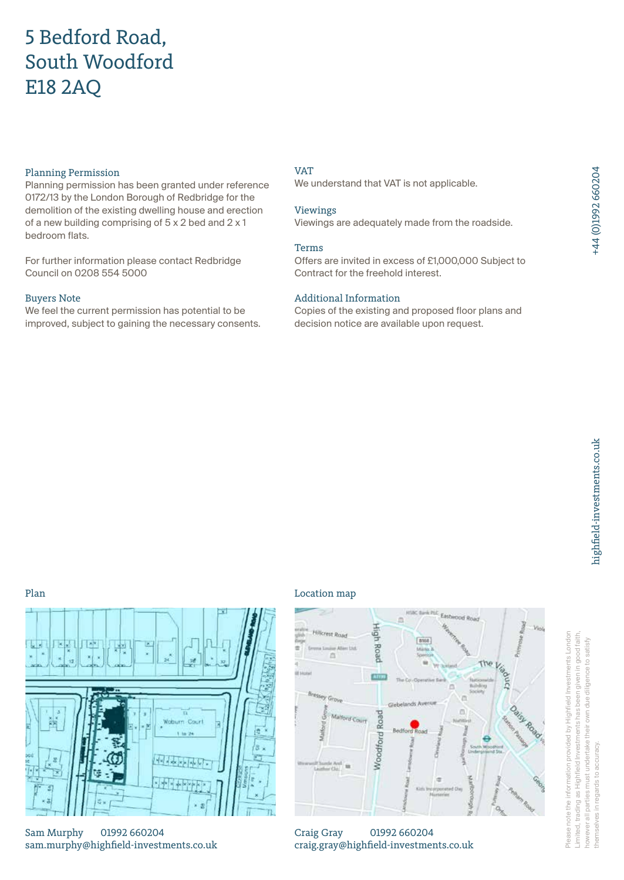# 5 Bedford Road, South Woodford E18 2AQ

### Planning Permission

Planning permission has been granted under reference 0172/13 by the London Borough of Redbridge for the demolition of the existing dwelling house and erection of a new building comprising of 5 x 2 bed and 2 x 1 bedroom flats.

For further information please contact Redbridge Council on 0208 554 5000

### Buyers Note

We feel the current permission has potential to be improved, subject to gaining the necessary consents.

### VAT

We understand that VAT is not applicable.

### Viewings

Viewings are adequately made from the roadside.

### Terms

Offers are invited in excess of £1,000,000 Subject to Contract for the freehold interest.

### Additional Information

Copies of the existing and proposed floor plans and decision notice are available upon request.

### Plan

### Location map

Sam Murphy 01992 660204
sam.murphy@highfield-investments.co.uk

Craig Gray 01992 660204
craig.gray@highfield-investments.co.uk

+44 (0)1992 660204

highfield-investments.co.uk

Please note the information provided by Highfield Investments London Limited, trading as Highfield Investments has been given in good faith, however all parties must undertake their own due diligence to satisfy themselves in regards to accuracy.